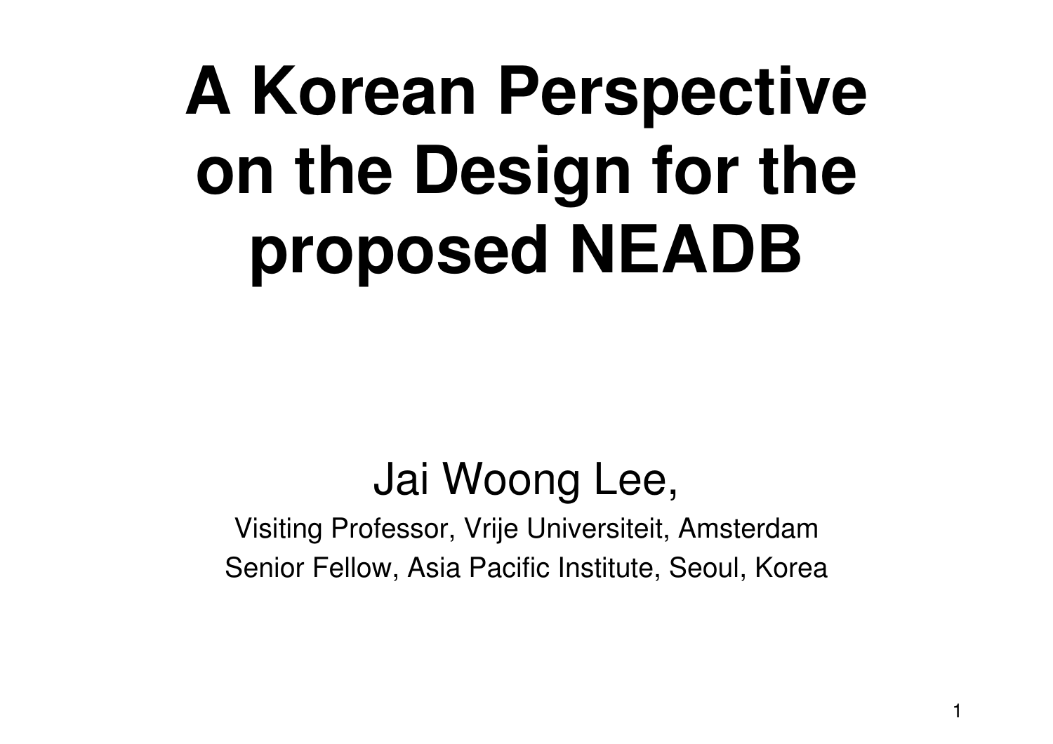# A Korean Perspective on the Design for the proposed NEADB

Jai Woong Lee,

Visiting Professor, Vrije Universiteit, Amsterdam

Senior Fellow, Asia Pacific Institute, Seoul, Korea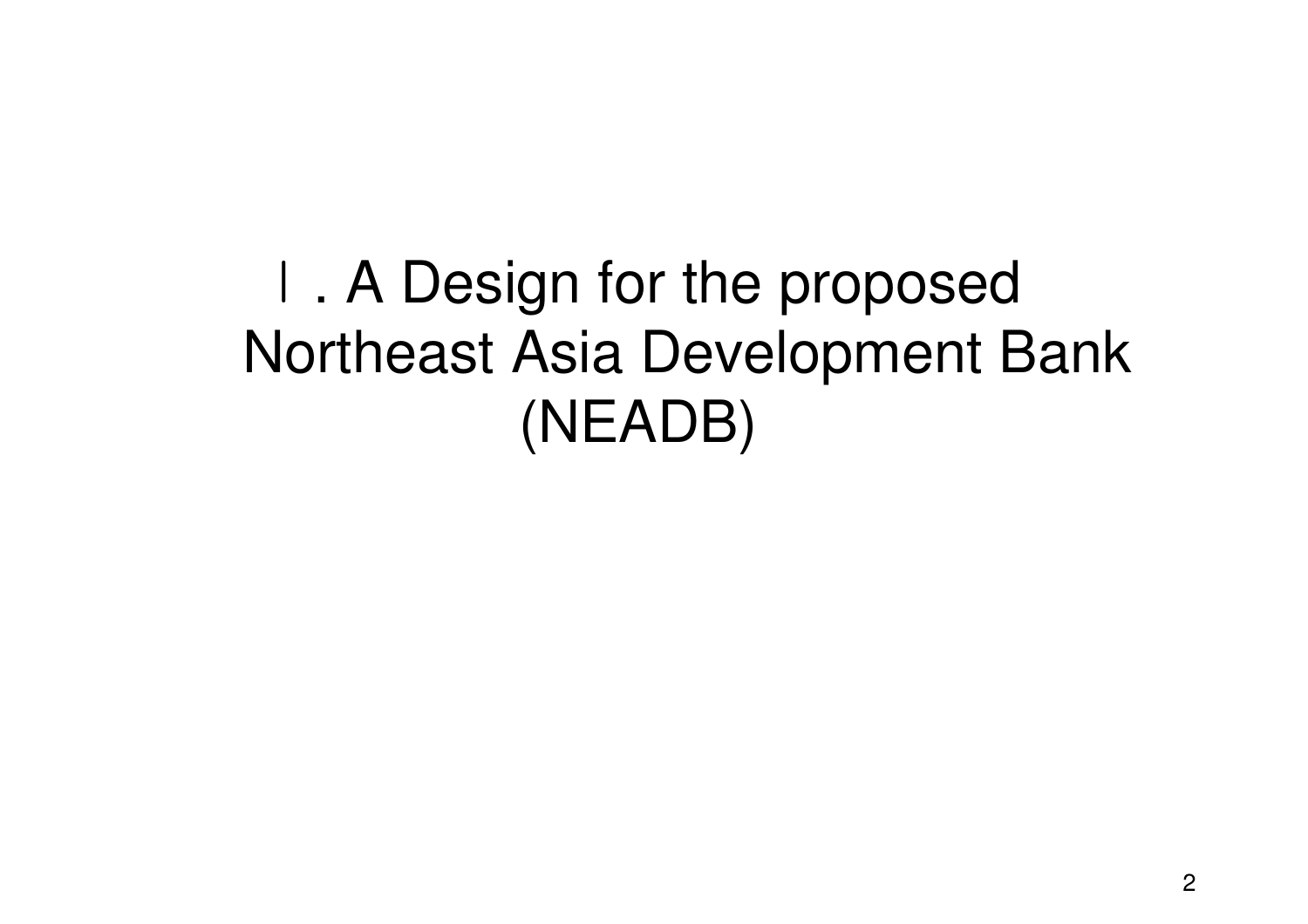# Ⅰ. A Design for the proposed Northeast Asia Development Bank (NEADB)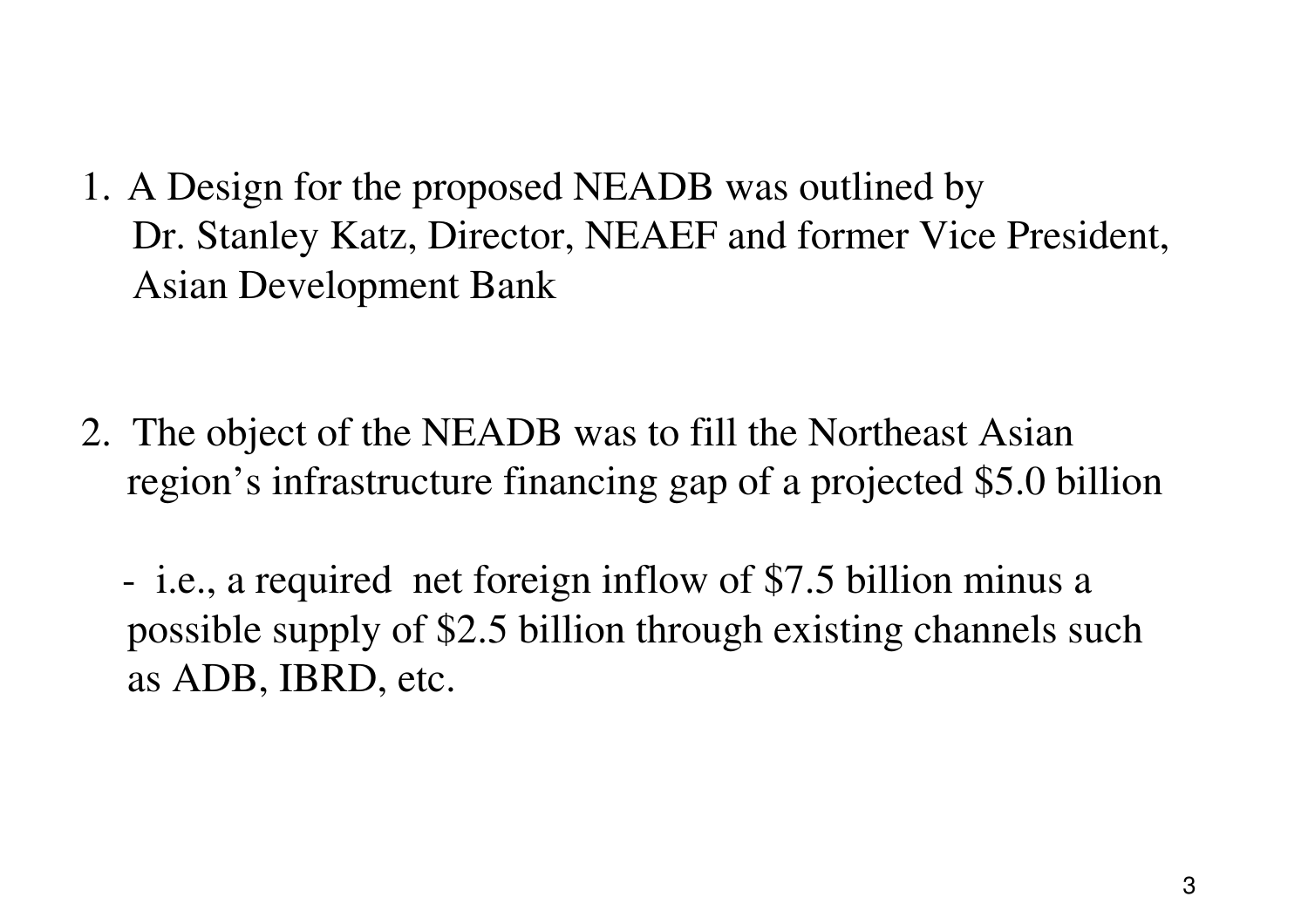1. A Design for the proposed NEADB was outlined by Dr. Stanley Katz, Director, NEAEF and former Vice President, Asian Development Bank

2. The object of the NEADB was to fill the Northeast Asian region's infrastructure financing gap of a projected $5.0 billion

   - i.e., a required net foreign inflow of $7.5 billion minus a possible supply of $2.5 billion through existing channels such as ADB, IBRD, etc.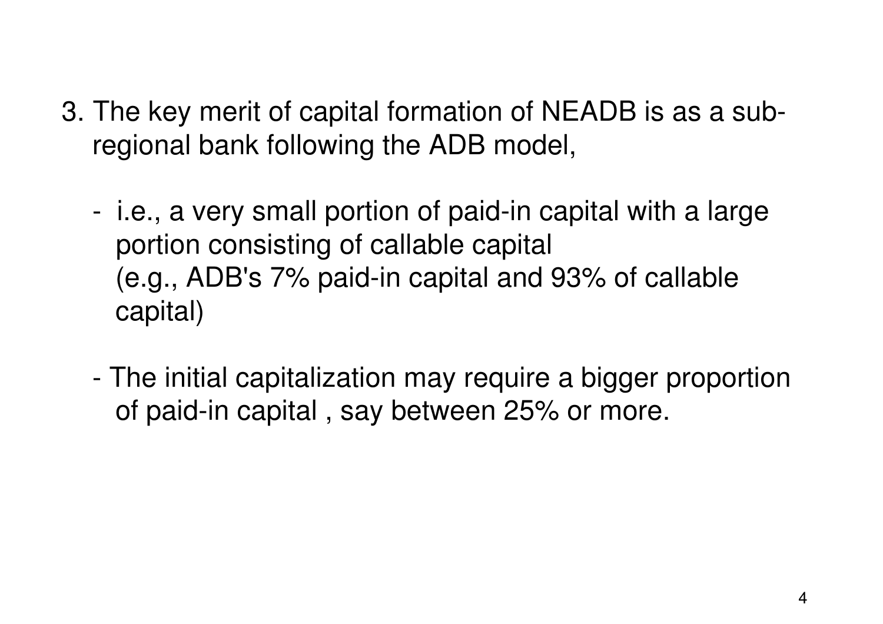3. The key merit of capital formation of NEADB is as a sub-regional bank following the ADB model,

   - i.e., a very small portion of paid-in capital with a large portion consisting of callable capital
     (e.g., ADB's 7% paid-in capital and 93% of callable capital)

   - The initial capitalization may require a bigger proportion of paid-in capital , say between 25% or more.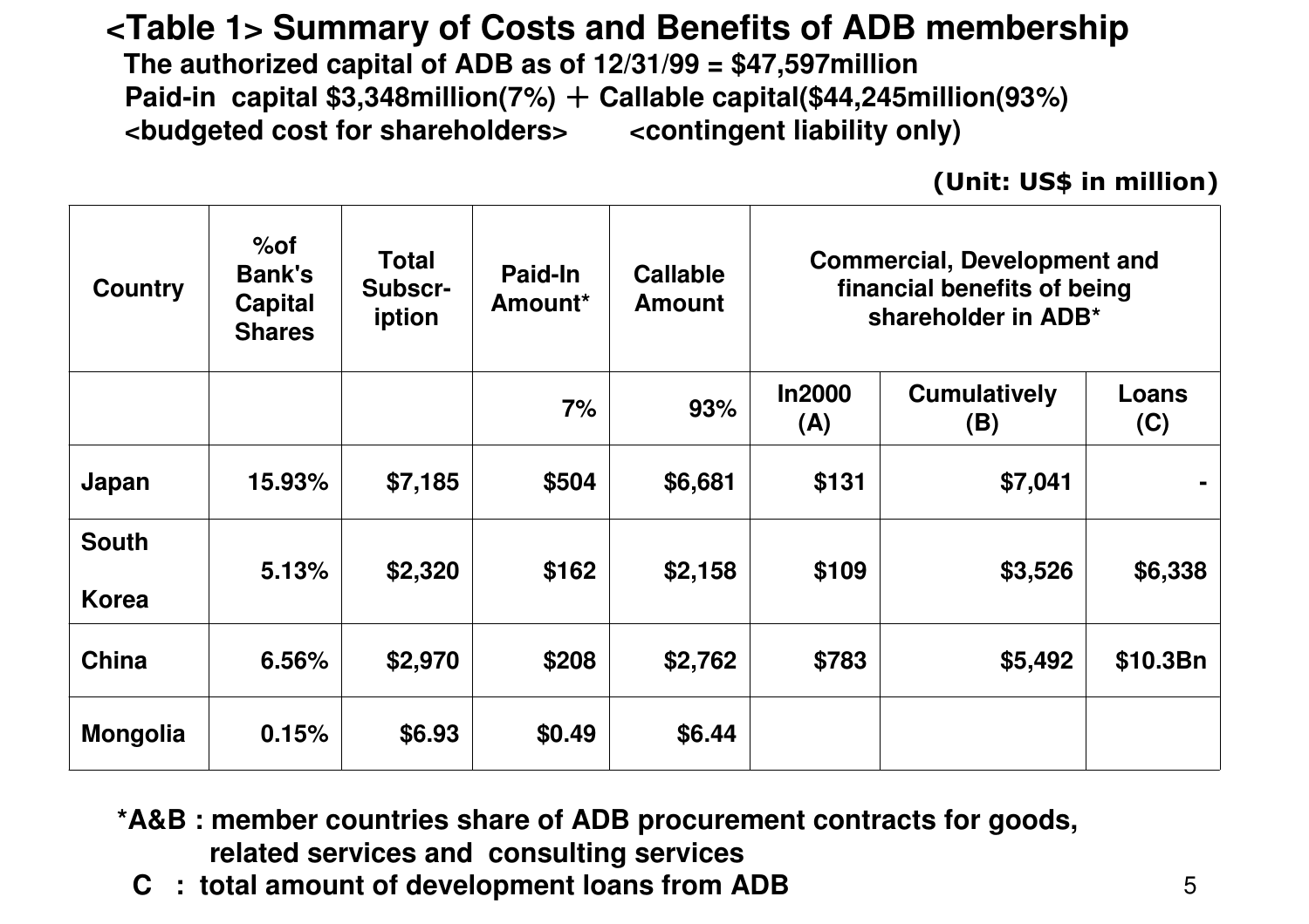## <Table 1> Summary of Costs and Benefits of ADB membership

**The authorized capital of ADB as of 12/31/99 = $47,597million**

**Paid-in capital $3,348million(7%) ＋ Callable capital($44,245million(93%)**

**<budgeted cost for shareholders> <contingent liability only)**

(Unit: US$ in million)

| Country | %of Bank's Capital Shares | Total Subscr-iption | Paid-In Amount* | Callable Amount | Commercial, Development and financial benefits of being shareholder in ADB* | | |
|---|---|---|---|---|---|---|---|
| | | | 7% | 93% | In2000 (A) | Cumulatively (B) | Loans (C) |
| Japan | 15.93% | $7,185 | $504 | $6,681 | $131 | $7,041 | - |
| South Korea | 5.13% | $2,320 | $162 | $2,158 | $109 | $3,526 | $6,338 |
| China | 6.56% | $2,970 | $208 | $2,762 | $783 | $5,492 | $10.3Bn |
| Mongolia | 0.15% | $6.93 | $0.49 | $6.44 | | | |

*A&B : member countries share of ADB procurement contracts for goods, related services and consulting services

C : total amount of development loans from ADB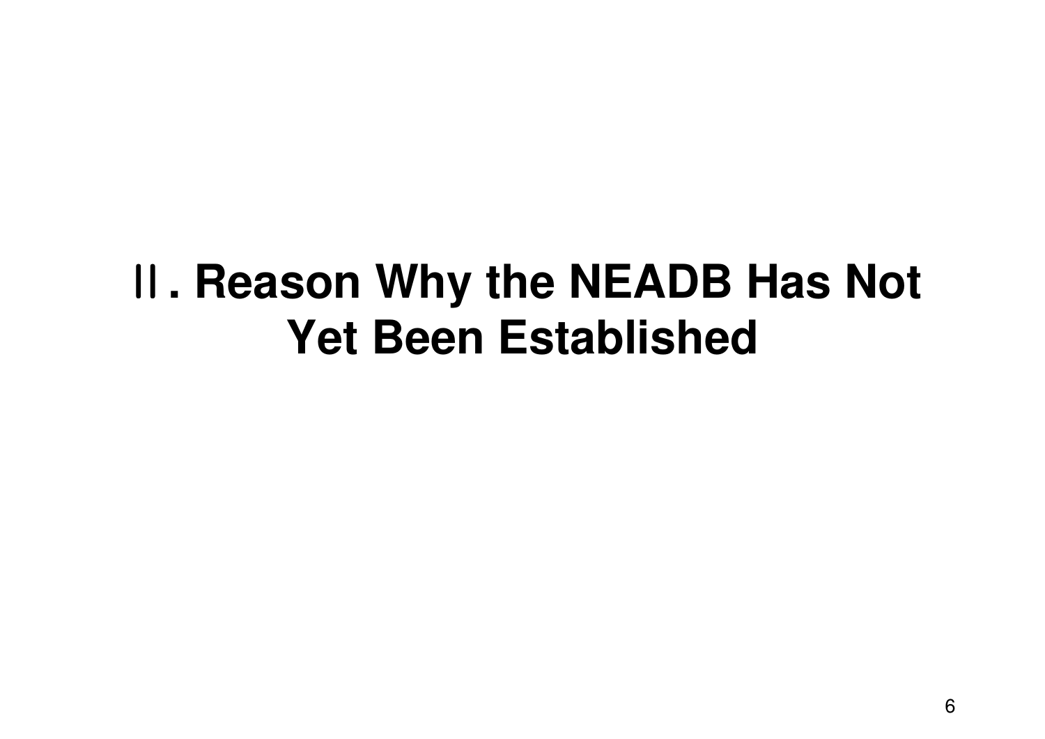# Ⅱ. Reason Why the NEADB Has Not Yet Been Established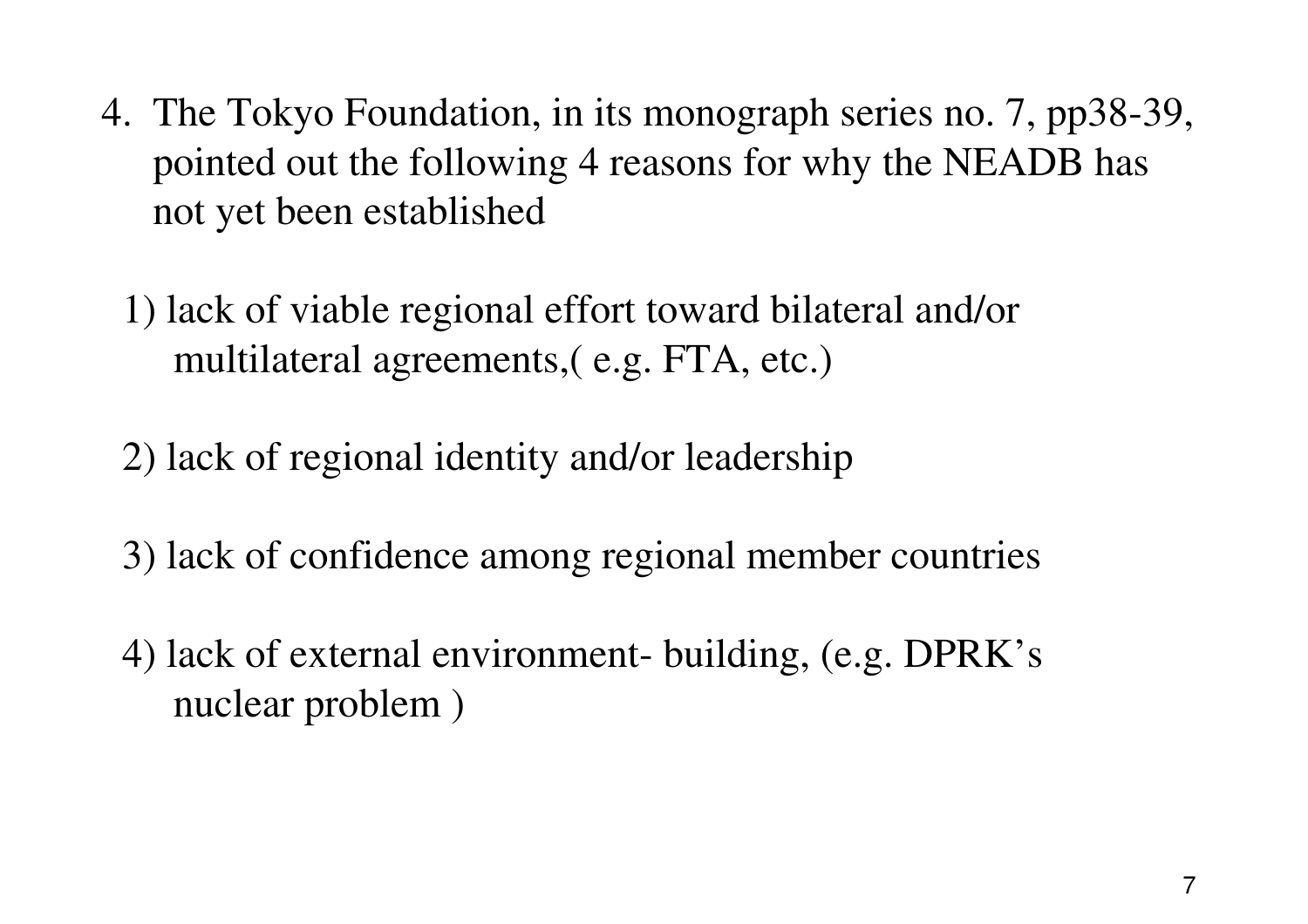4. The Tokyo Foundation, in its monograph series no. 7, pp38-39, pointed out the following 4 reasons for why the NEADB has not yet been established

   1) lack of viable regional effort toward bilateral and/or multilateral agreements,( e.g. FTA, etc.)

   2) lack of regional identity and/or leadership

   3) lack of confidence among regional member countries

   4) lack of external environment- building, (e.g. DPRK's nuclear problem )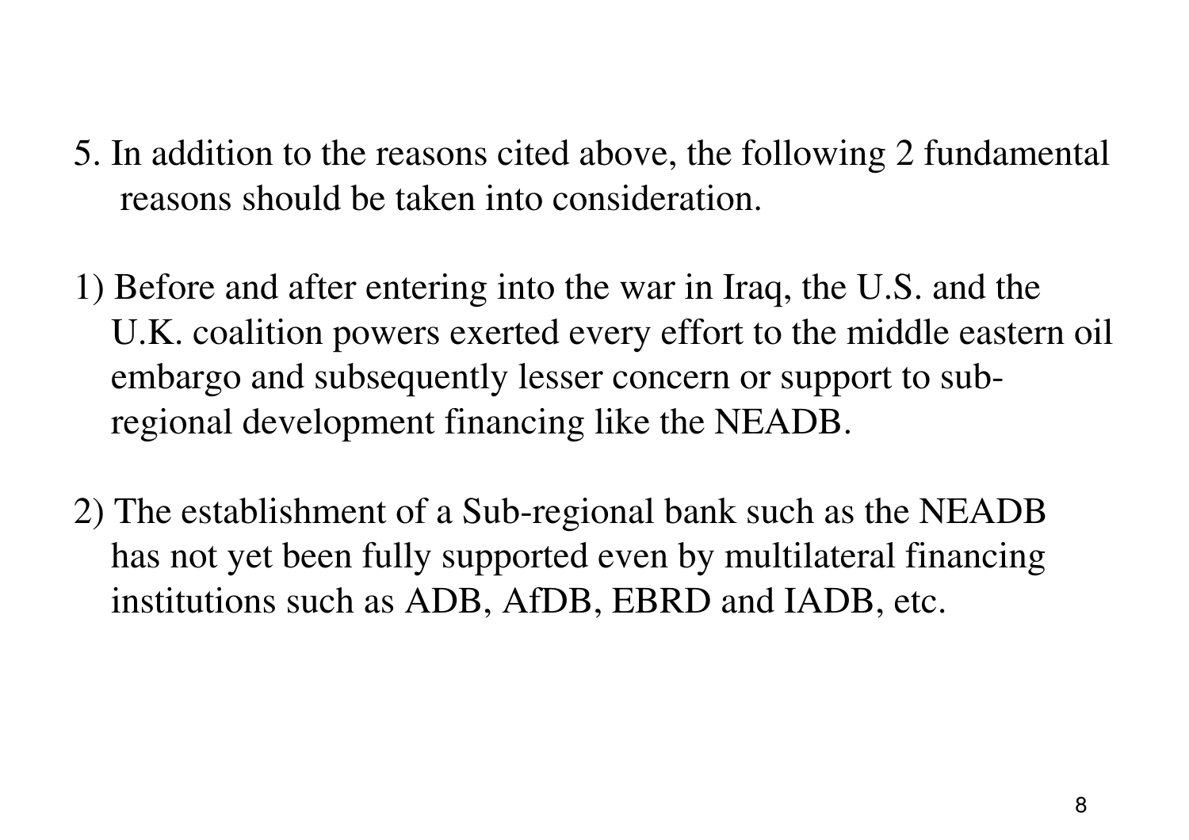5. In addition to the reasons cited above, the following 2 fundamental reasons should be taken into consideration.

1) Before and after entering into the war in Iraq, the U.S. and the U.K. coalition powers exerted every effort to the middle eastern oil embargo and subsequently lesser concern or support to sub-regional development financing like the NEADB.

2) The establishment of a Sub-regional bank such as the NEADB has not yet been fully supported even by multilateral financing institutions such as ADB, AfDB, EBRD and IADB, etc.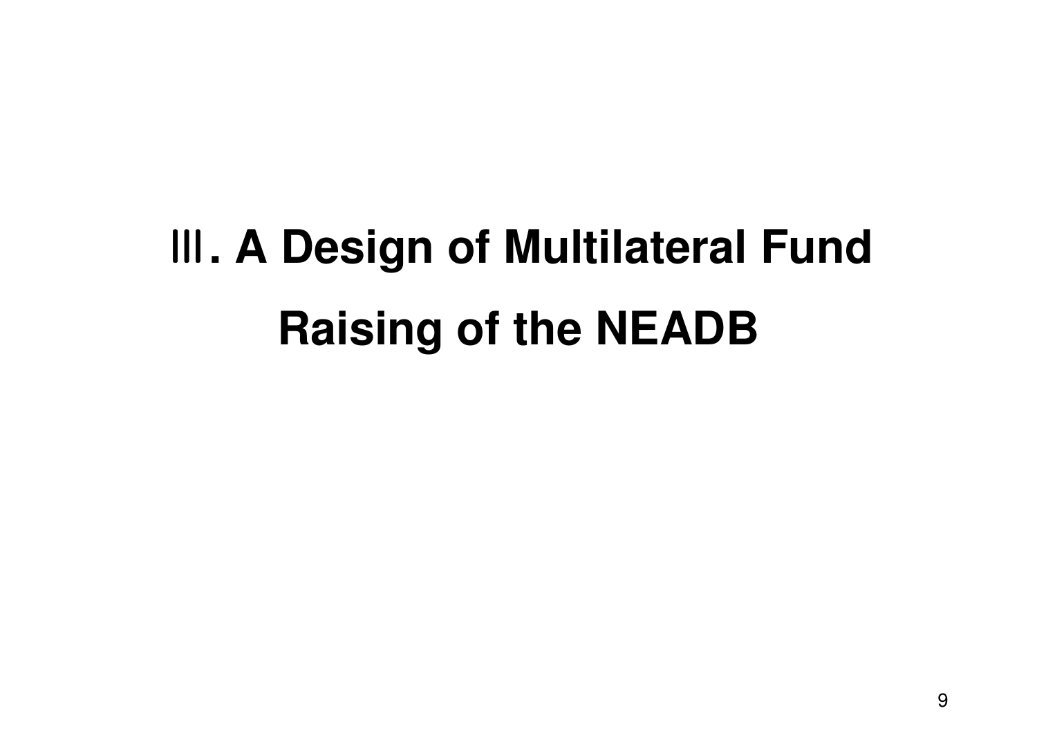# Ⅲ. A Design of Multilateral Fund Raising of the NEADB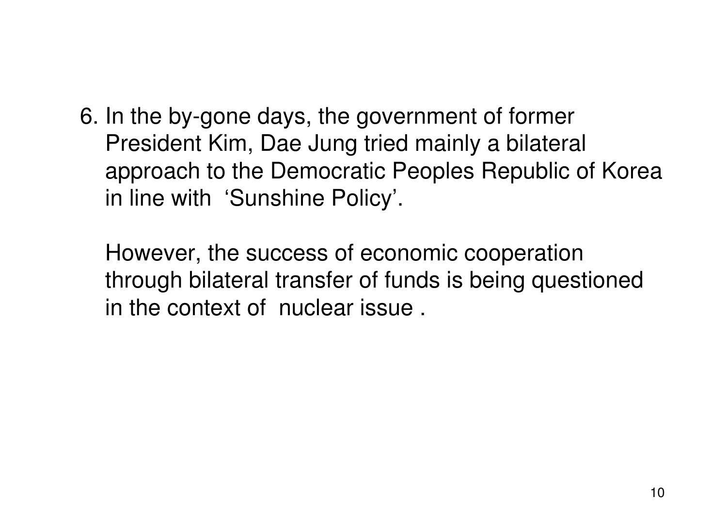6. In the by-gone days, the government of former President Kim, Dae Jung tried mainly a bilateral approach to the Democratic Peoples Republic of Korea in line with ‘Sunshine Policy’.

   However, the success of economic cooperation through bilateral transfer of funds is being questioned in the context of nuclear issue .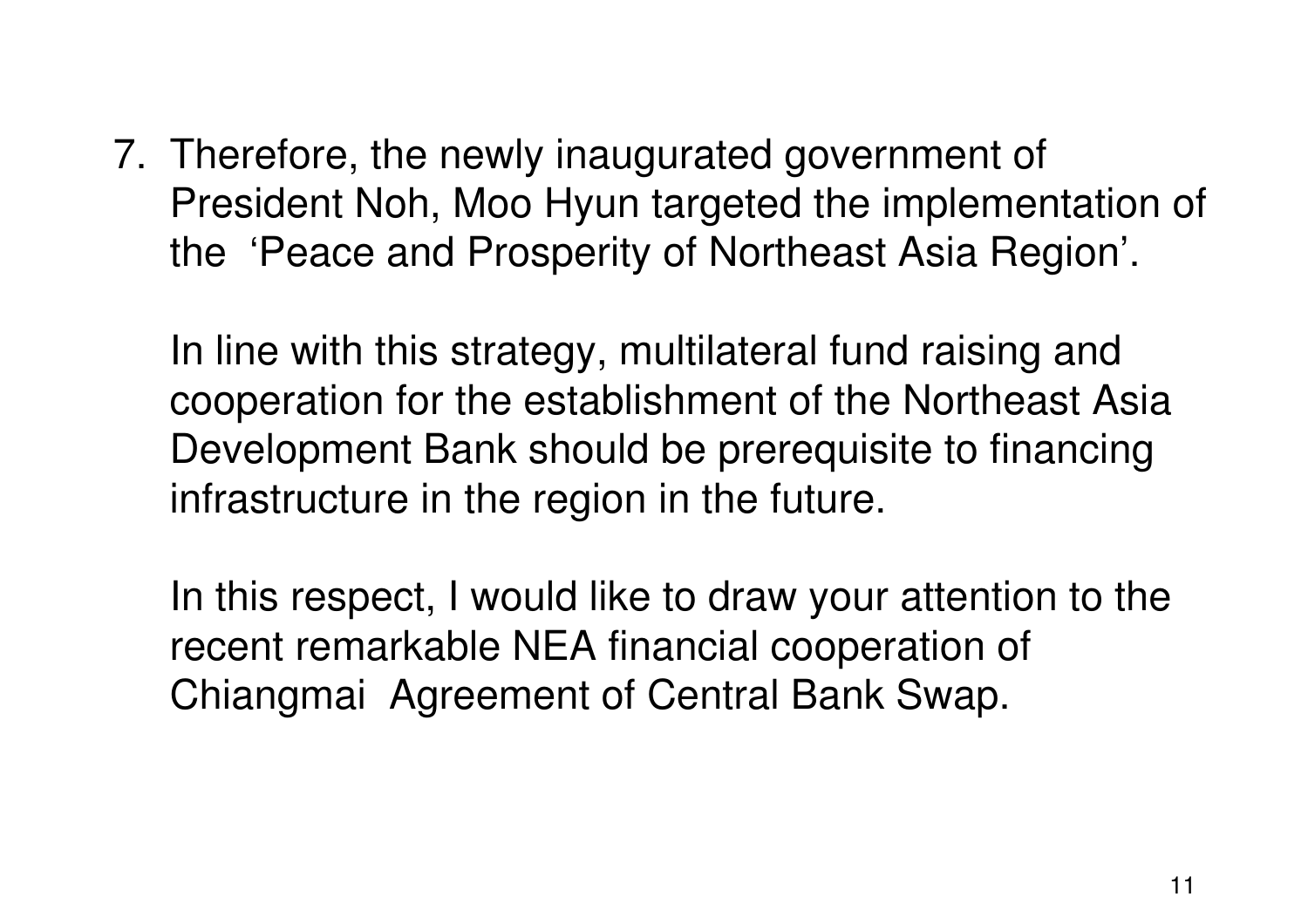7. Therefore, the newly inaugurated government of President Noh, Moo Hyun targeted the implementation of the  'Peace and Prosperity of Northeast Asia Region'.

   In line with this strategy, multilateral fund raising and cooperation for the establishment of the Northeast Asia Development Bank should be prerequisite to financing infrastructure in the region in the future.

   In this respect, I would like to draw your attention to the recent remarkable NEA financial cooperation of Chiangmai  Agreement of Central Bank Swap.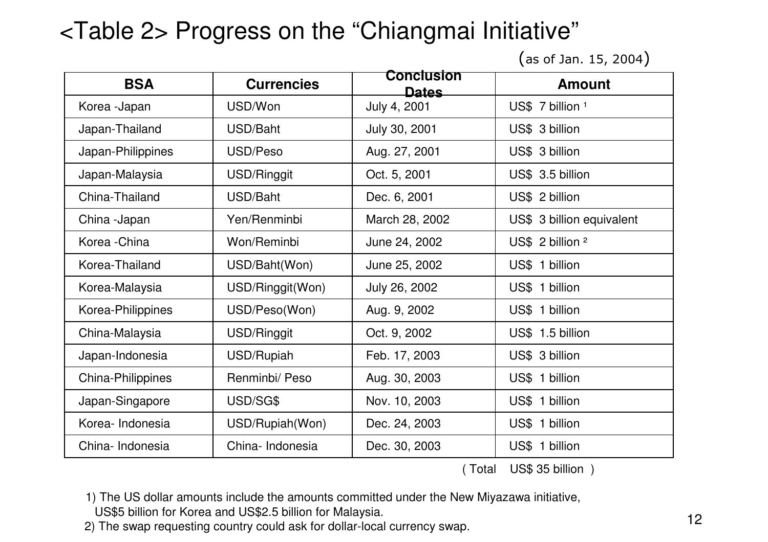# <Table 2> Progress on the "Chiangmai Initiative"

(as of Jan. 15, 2004)

| BSA | Currencies | Conclusion Dates | Amount |
|---|---|---|---|
| Korea -Japan | USD/Won | July 4, 2001 | US$ 7 billion [1] |
| Japan-Thailand | USD/Baht | July 30, 2001 | US$ 3 billion |
| Japan-Philippines | USD/Peso | Aug. 27, 2001 | US$ 3 billion |
| Japan-Malaysia | USD/Ringgit | Oct. 5, 2001 | US$ 3.5 billion |
| China-Thailand | USD/Baht | Dec. 6, 2001 | US$ 2 billion |
| China -Japan | Yen/Renminbi | March 28, 2002 | US$ 3 billion equivalent |
| Korea -China | Won/Reminbi | June 24, 2002 | US$ 2 billion [2] |
| Korea-Thailand | USD/Baht(Won) | June 25, 2002 | US$ 1 billion |
| Korea-Malaysia | USD/Ringgit(Won) | July 26, 2002 | US$ 1 billion |
| Korea-Philippines | USD/Peso(Won) | Aug. 9, 2002 | US$ 1 billion |
| China-Malaysia | USD/Ringgit | Oct. 9, 2002 | US$ 1.5 billion |
| Japan-Indonesia | USD/Rupiah | Feb. 17, 2003 | US$ 3 billion |
| China-Philippines | Renminbi/ Peso | Aug. 30, 2003 | US$ 1 billion |
| Japan-Singapore | USD/SG$ | Nov. 10, 2003 | US$ 1 billion |
| Korea- Indonesia | USD/Rupiah(Won) | Dec. 24, 2003 | US$ 1 billion |
| China- Indonesia | China- Indonesia | Dec. 30, 2003 | US$ 1 billion |

( Total US$ 35 billion )

1) The US dollar amounts include the amounts committed under the New Miyazawa initiative, US$5 billion for Korea and US$2.5 billion for Malaysia.

2) The swap requesting country could ask for dollar-local currency swap.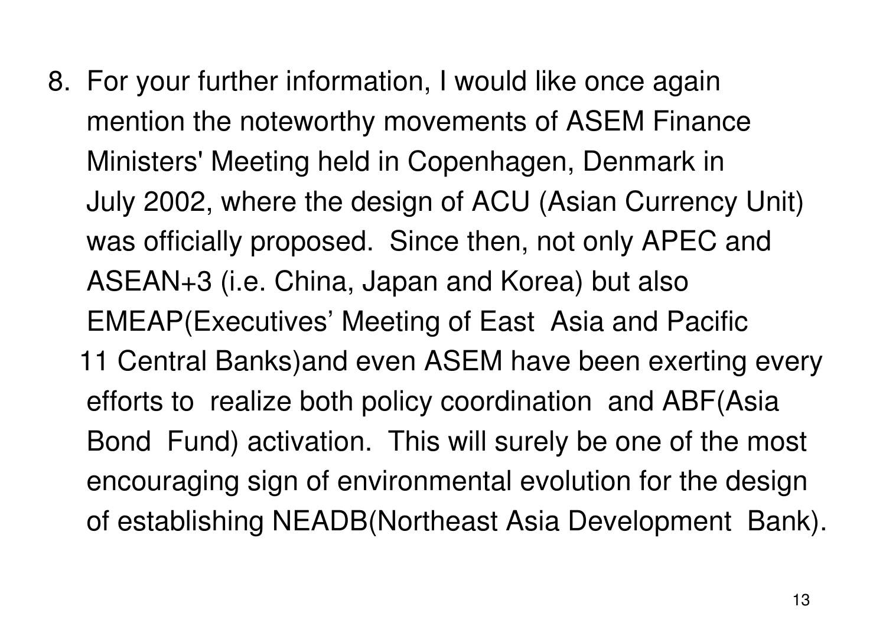8. For your further information, I would like once again mention the noteworthy movements of ASEM Finance Ministers' Meeting held in Copenhagen, Denmark in July 2002, where the design of ACU (Asian Currency Unit) was officially proposed.  Since then, not only APEC and ASEAN+3 (i.e. China, Japan and Korea) but also EMEAP(Executives' Meeting of East  Asia and Pacific 11 Central Banks)and even ASEM have been exerting every efforts to  realize both policy coordination  and ABF(Asia Bond  Fund) activation.  This will surely be one of the most encouraging sign of environmental evolution for the design of establishing NEADB(Northeast Asia Development  Bank).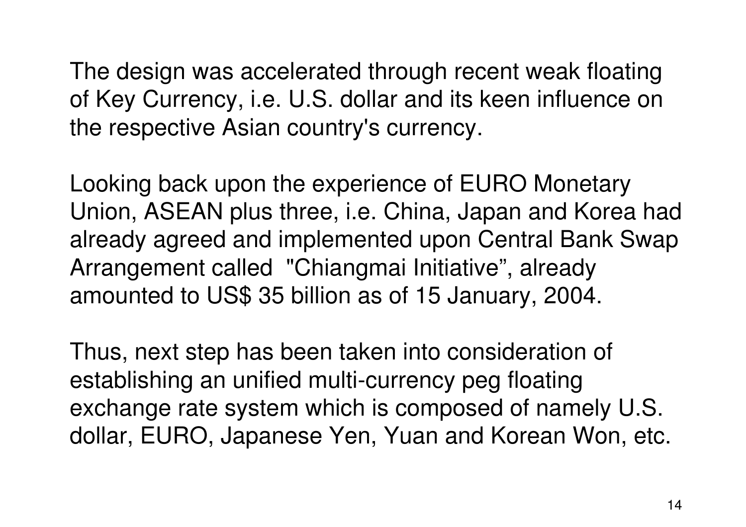The design was accelerated through recent weak floating of Key Currency, i.e. U.S. dollar and its keen influence on the respective Asian country's currency.

Looking back upon the experience of EURO Monetary Union, ASEAN plus three, i.e. China, Japan and Korea had already agreed and implemented upon Central Bank Swap Arrangement called "Chiangmai Initiative", already amounted to US$ 35 billion as of 15 January, 2004.

Thus, next step has been taken into consideration of establishing an unified multi-currency peg floating exchange rate system which is composed of namely U.S. dollar, EURO, Japanese Yen, Yuan and Korean Won, etc.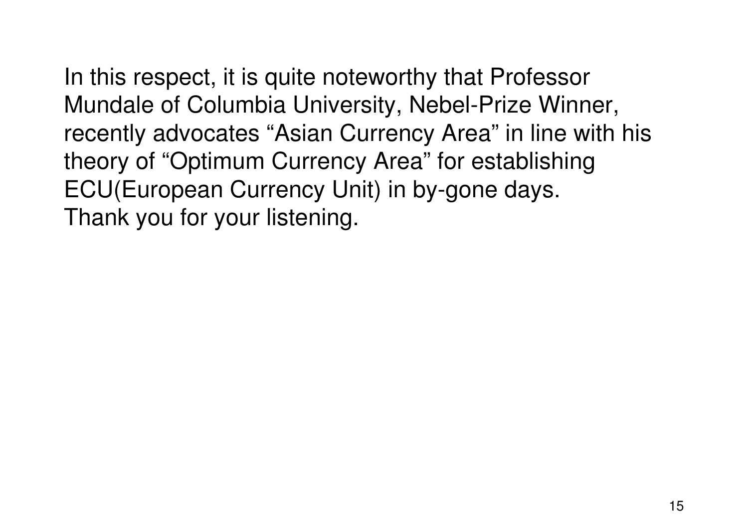In this respect, it is quite noteworthy that Professor Mundale of Columbia University, Nebel-Prize Winner, recently advocates “Asian Currency Area” in line with his theory of “Optimum Currency Area” for establishing ECU(European Currency Unit) in by-gone days.

Thank you for your listening.